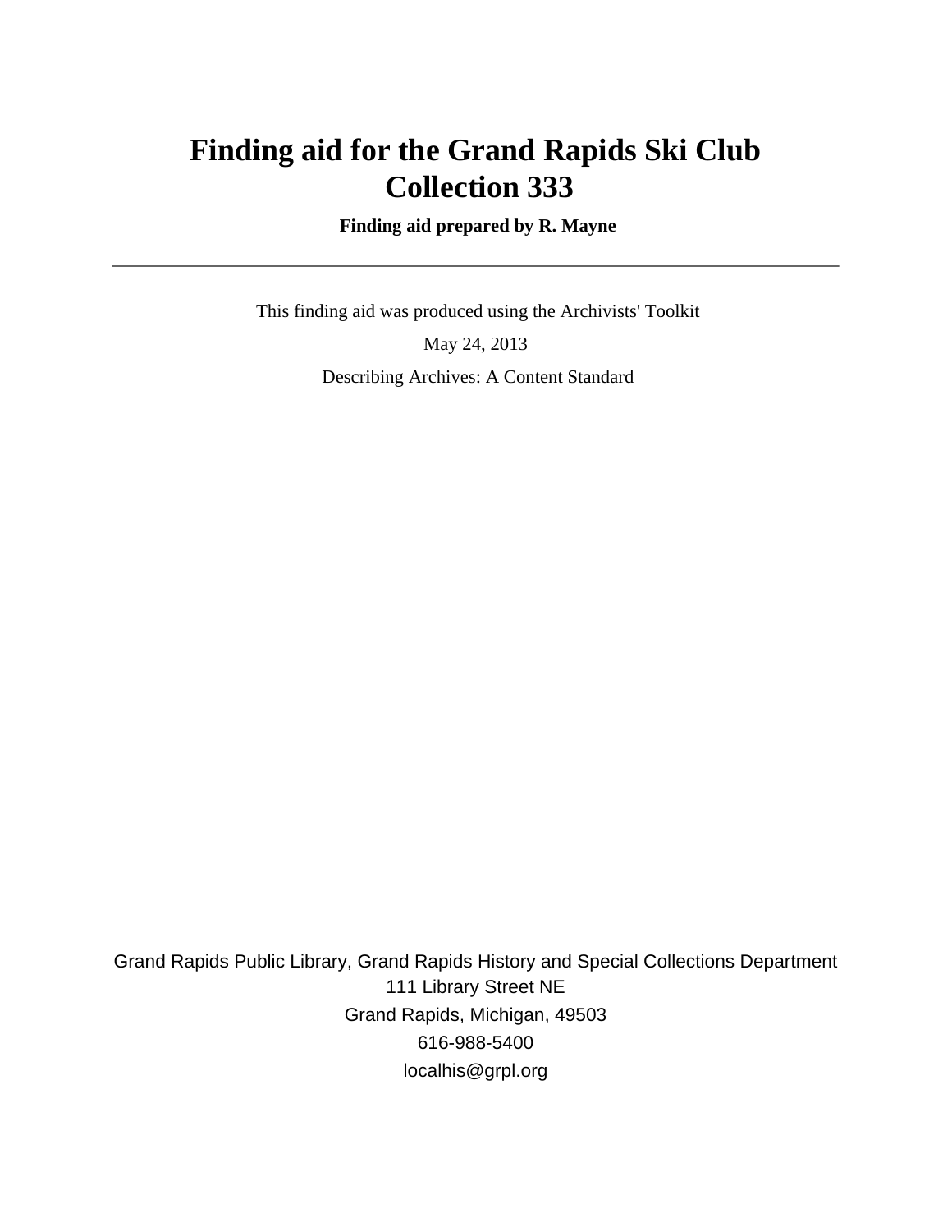# Finding aid for the Grand Rapids Ski Club Collection 333

**Finding aid prepared by R. Mayne**

---

This finding aid was produced using the Archivists' Toolkit

May 24, 2013

Describing Archives: A Content Standard

Grand Rapids Public Library, Grand Rapids History and Special Collections Department
111 Library Street NE
Grand Rapids, Michigan, 49503
616-988-5400
localhis@grpl.org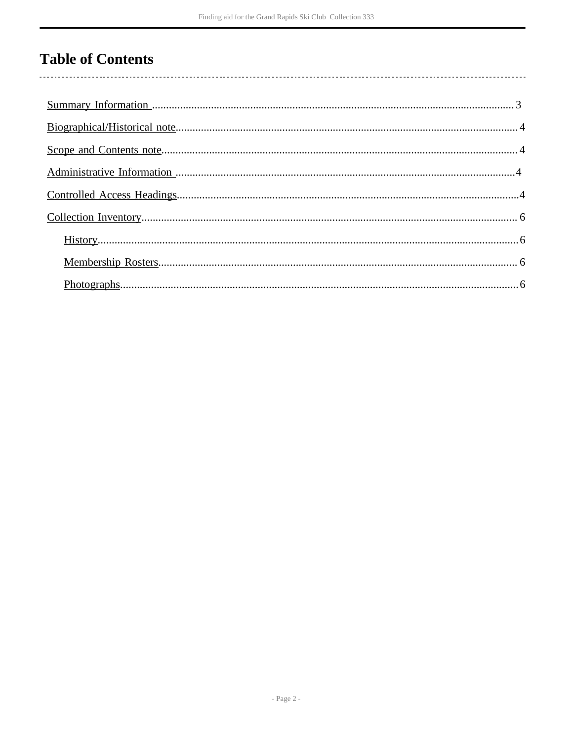# Table of Contents

- Summary Information ........................................................ 3
- Biographical/Historical note ........................................................ 4
- Scope and Contents note ........................................................ 4
- Administrative Information ........................................................ 4
- Controlled Access Headings ........................................................ 4
- Collection Inventory ........................................................ 6
  - History ........................................................ 6
  - Membership Rosters ........................................................ 6
  - Photographs ........................................................ 6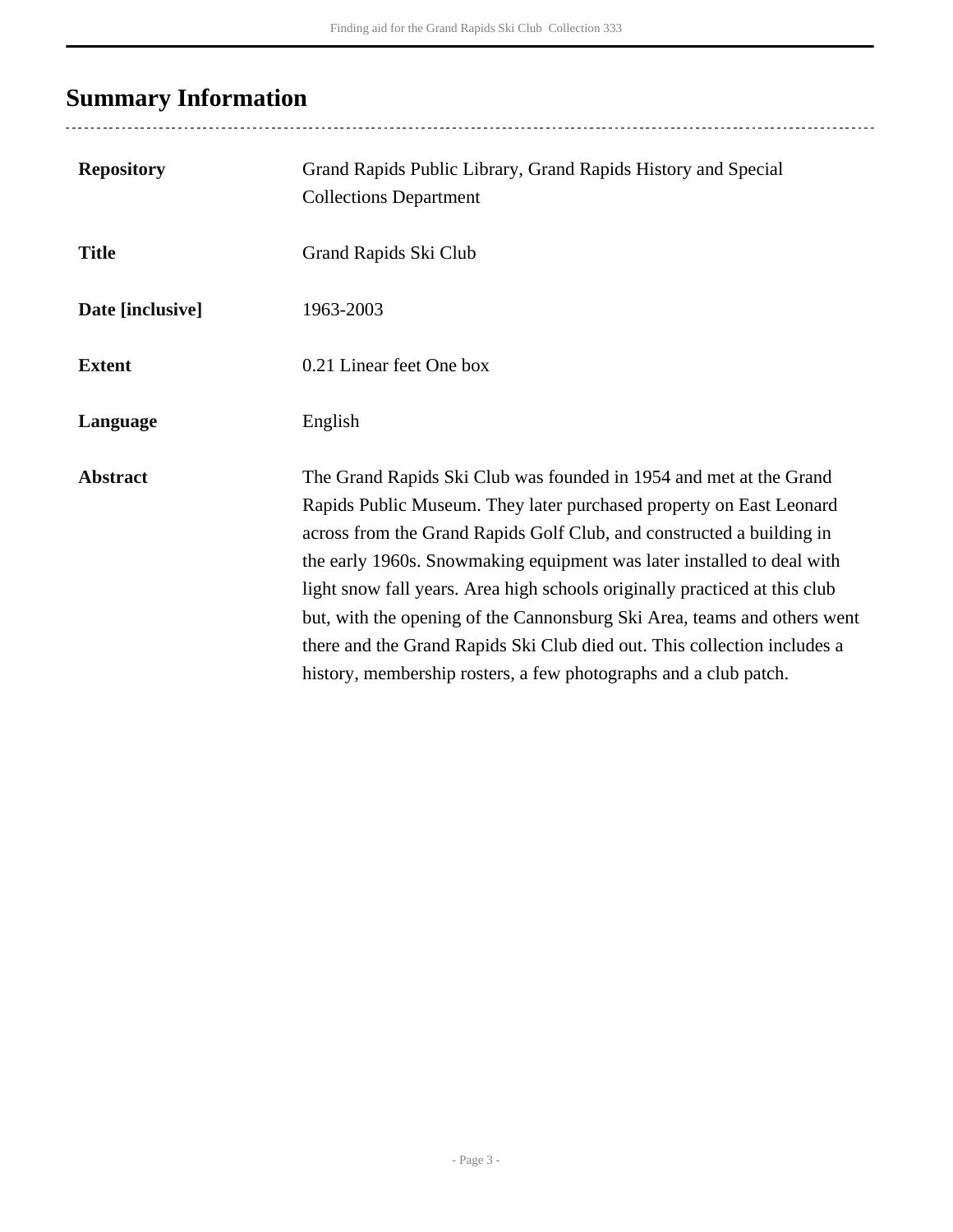## Summary Information

| | |
|---|---|
| **Repository** | Grand Rapids Public Library, Grand Rapids History and Special Collections Department |
| **Title** | Grand Rapids Ski Club |
| **Date [inclusive]** | 1963-2003 |
| **Extent** | 0.21 Linear feet One box |
| **Language** | English |
| **Abstract** | The Grand Rapids Ski Club was founded in 1954 and met at the Grand Rapids Public Museum. They later purchased property on East Leonard across from the Grand Rapids Golf Club, and constructed a building in the early 1960s. Snowmaking equipment was later installed to deal with light snow fall years. Area high schools originally practiced at this club but, with the opening of the Cannonsburg Ski Area, teams and others went there and the Grand Rapids Ski Club died out. This collection includes a history, membership rosters, a few photographs and a club patch. |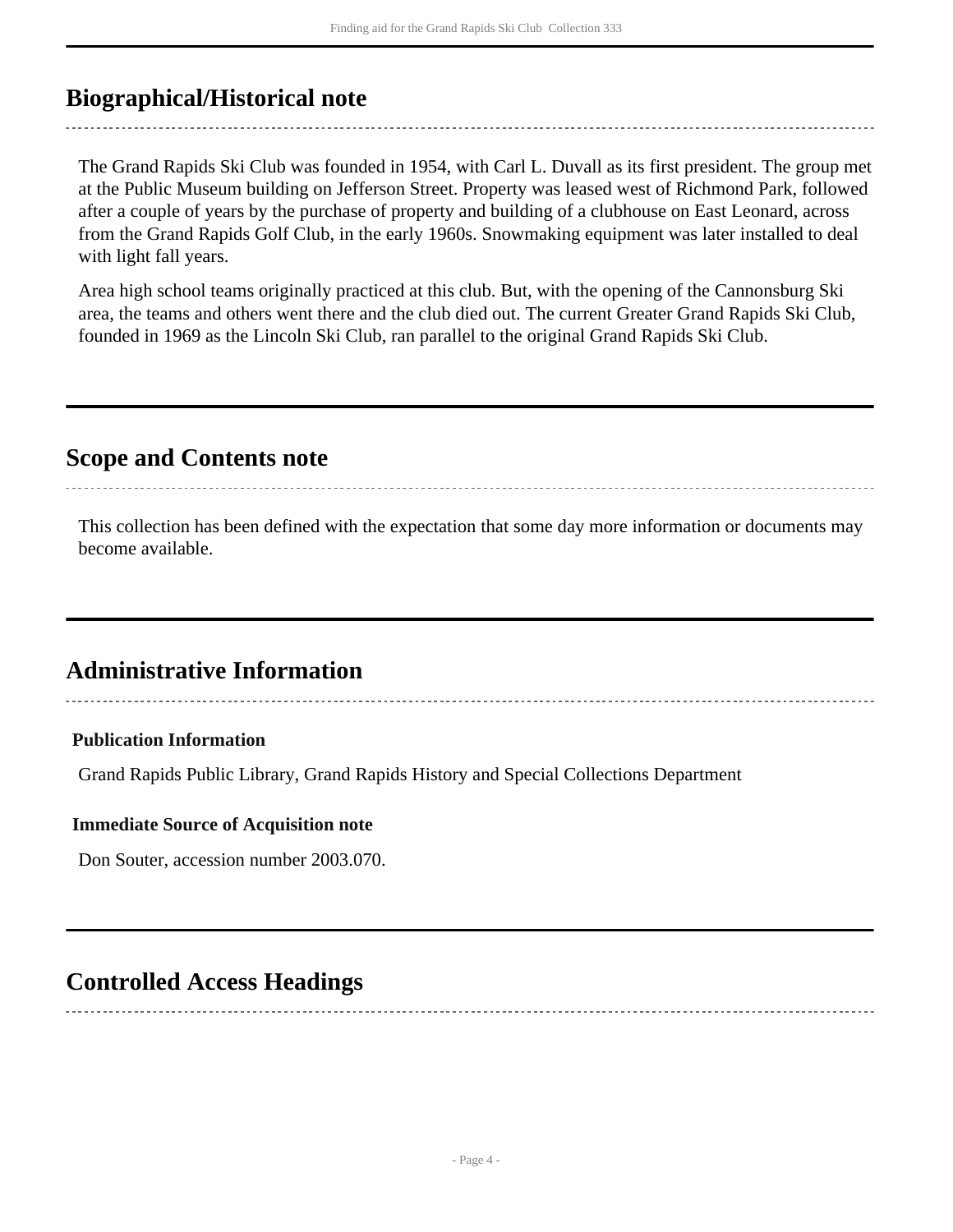## Biographical/Historical note

The Grand Rapids Ski Club was founded in 1954, with Carl L. Duvall as its first president. The group met at the Public Museum building on Jefferson Street. Property was leased west of Richmond Park, followed after a couple of years by the purchase of property and building of a clubhouse on East Leonard, across from the Grand Rapids Golf Club, in the early 1960s. Snowmaking equipment was later installed to deal with light fall years.

Area high school teams originally practiced at this club. But, with the opening of the Cannonsburg Ski area, the teams and others went there and the club died out. The current Greater Grand Rapids Ski Club, founded in 1969 as the Lincoln Ski Club, ran parallel to the original Grand Rapids Ski Club.

## Scope and Contents note

This collection has been defined with the expectation that some day more information or documents may become available.

## Administrative Information

### Publication Information

Grand Rapids Public Library, Grand Rapids History and Special Collections Department

### Immediate Source of Acquisition note

Don Souter, accession number 2003.070.

## Controlled Access Headings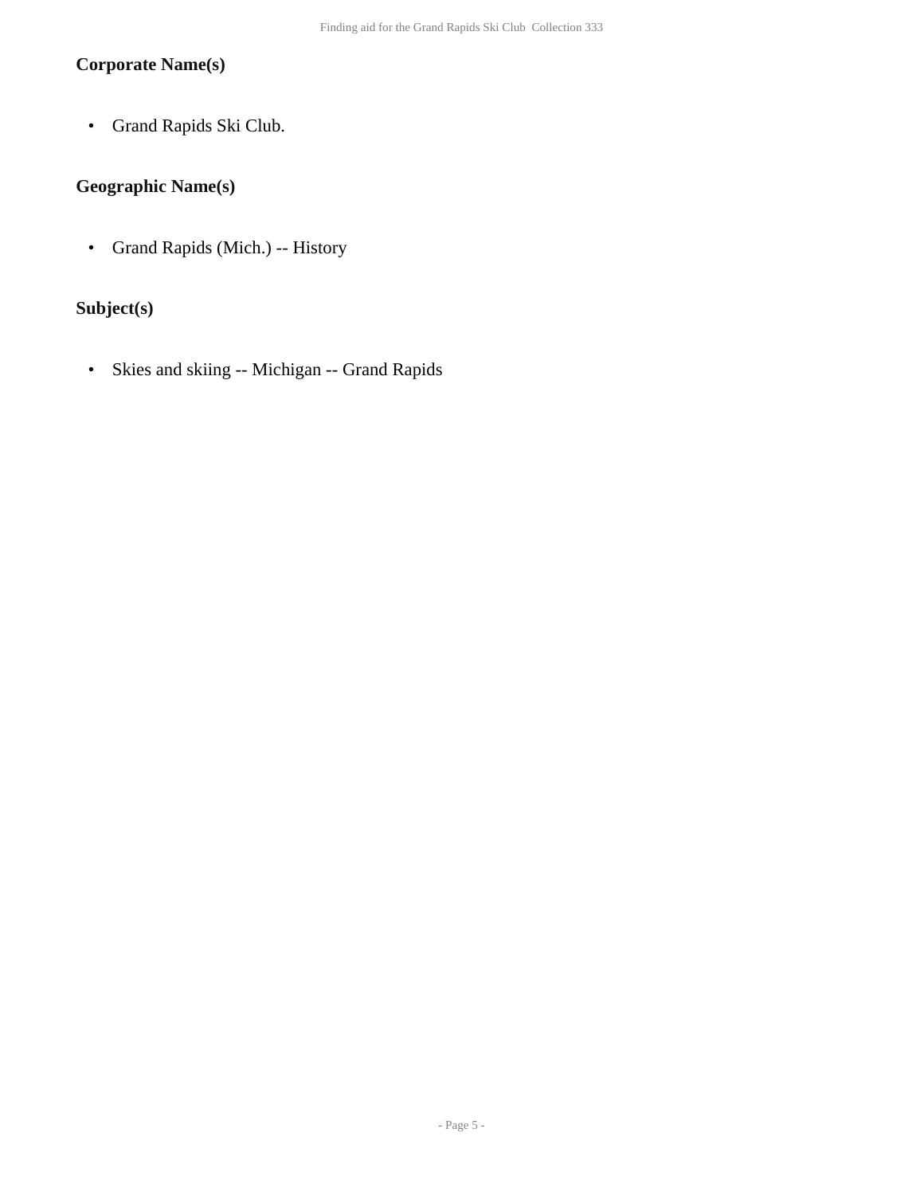### Corporate Name(s)

- Grand Rapids Ski Club.

### Geographic Name(s)

- Grand Rapids (Mich.) -- History

### Subject(s)

- Skies and skiing -- Michigan -- Grand Rapids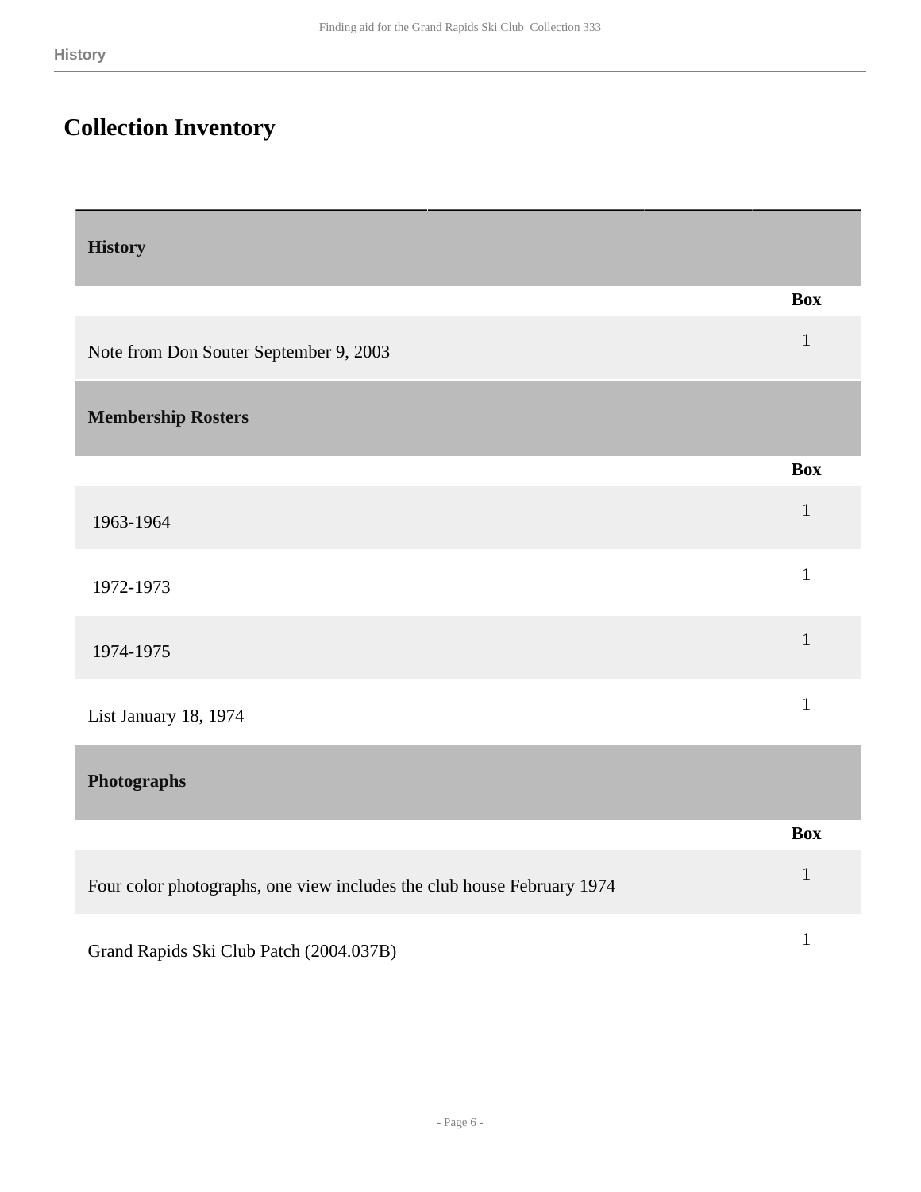## Collection Inventory

| History | |
|---|---|
| | **Box** |
| Note from Don Souter September 9, 2003 | 1 |

| Membership Rosters | |
|---|---|
| | **Box** |
| 1963-1964 | 1 |
| 1972-1973 | 1 |
| 1974-1975 | 1 |
| List January 18, 1974 | 1 |

| Photographs | |
|---|---|
| | **Box** |
| Four color photographs, one view includes the club house February 1974 | 1 |
| Grand Rapids Ski Club Patch (2004.037B) | 1 |